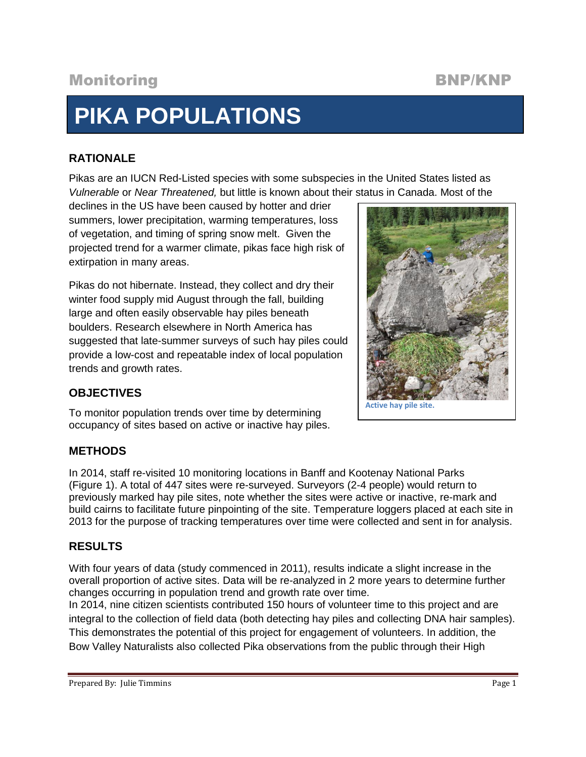Monitoring BNP/KNP

# PIKA POPULATIONS

## RATIONALE

Pikas are an IUCN Red-Listed species with some subspecies in the United States listed as *Vulnerable* or *Near Threatened,* but little is known about their status in Canada. Most of the declines in the US have been caused by hotter and drier summers, lower precipitation, warming temperatures, loss of vegetation, and timing of spring snow melt. Given the projected trend for a warmer climate, pikas face high risk of extirpation in many areas.

Pikas do not hibernate. Instead, they collect and dry their winter food supply mid August through the fall, building large and often easily observable hay piles beneath boulders. Research elsewhere in North America has suggested that late-summer surveys of such hay piles could provide a low-cost and repeatable index of local population trends and growth rates.

Active hay pile site.

## OBJECTIVES

To monitor population trends over time by determining occupancy of sites based on active or inactive hay piles.

## METHODS

In 2014, staff re-visited 10 monitoring locations in Banff and Kootenay National Parks (Figure 1). A total of 447 sites were re-surveyed. Surveyors (2-4 people) would return to previously marked hay pile sites, note whether the sites were active or inactive, re-mark and build cairns to facilitate future pinpointing of the site. Temperature loggers placed at each site in 2013 for the purpose of tracking temperatures over time were collected and sent in for analysis.

## RESULTS

With four years of data (study commenced in 2011), results indicate a slight increase in the overall proportion of active sites. Data will be re-analyzed in 2 more years to determine further changes occurring in population trend and growth rate over time.

In 2014, nine citizen scientists contributed 150 hours of volunteer time to this project and are integral to the collection of field data (both detecting hay piles and collecting DNA hair samples). This demonstrates the potential of this project for engagement of volunteers. In addition, the Bow Valley Naturalists also collected Pika observations from the public through their High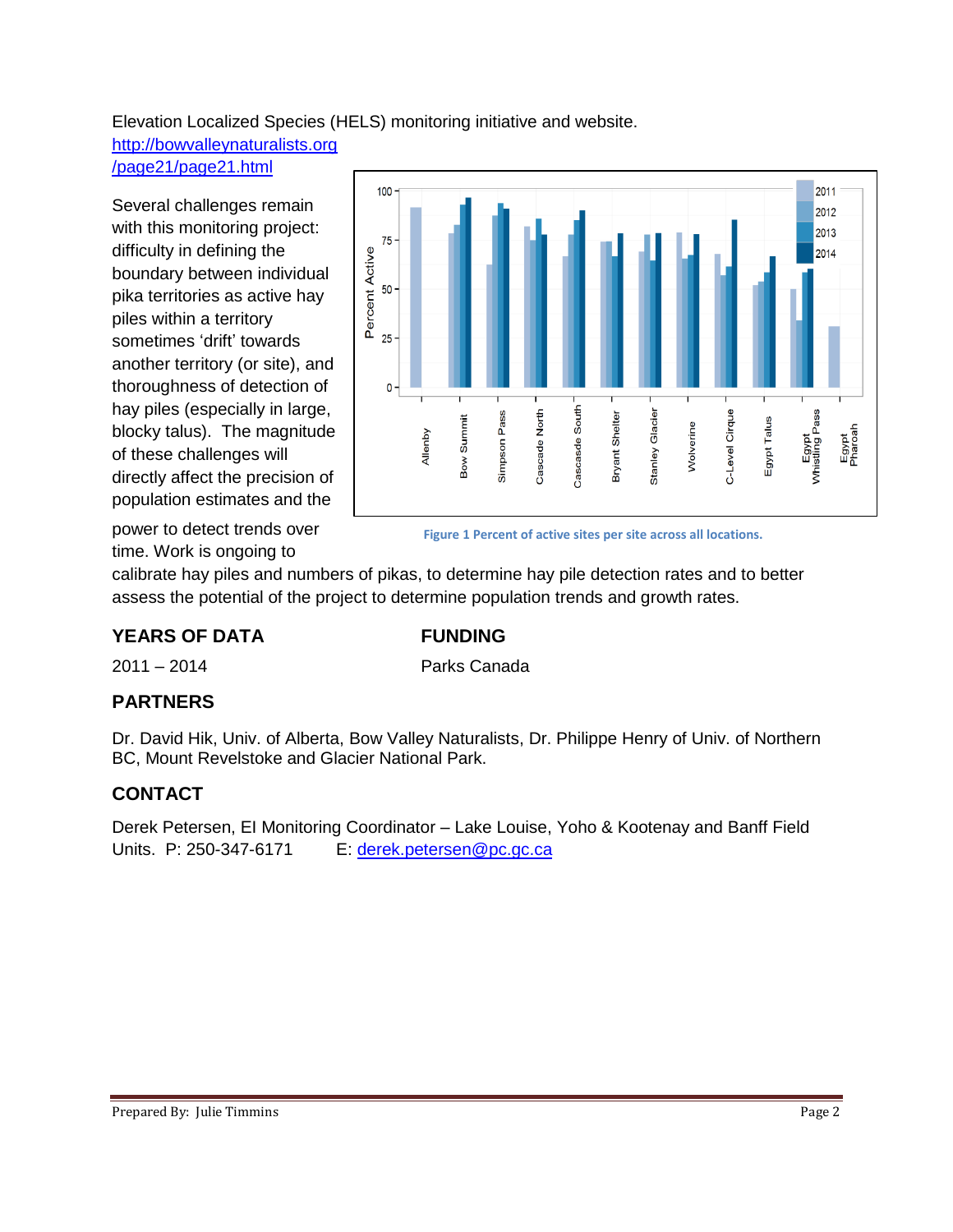Elevation Localized Species (HELS) monitoring initiative and website. http://bowvalleynaturalists.org/page21/page21.html

Several challenges remain with this monitoring project: difficulty in defining the boundary between individual pika territories as active hay piles within a territory sometimes 'drift' towards another territory (or site), and thoroughness of detection of hay piles (especially in large, blocky talus). The magnitude of these challenges will directly affect the precision of population estimates and the power to detect trends over time. Work is ongoing to calibrate hay piles and numbers of pikas, to determine hay pile detection rates and to better assess the potential of the project to determine population trends and growth rates.

Percent Active

100
75
50
25
0

2011
2012
2013
2014

Allenby
Bow Summit
Simpson Pass
Cascade North
Cascade South
Bryant Shelter
Stanley Glacier
Wolverine
C-Level Cirque
Egypt Talus
Egypt Whistling Pass
Egypt Pharoah

Figure 1 Percent of active sites per site across all locations.

## YEARS OF DATA

2011 – 2014

## FUNDING

Parks Canada

## PARTNERS

Dr. David Hik, Univ. of Alberta, Bow Valley Naturalists, Dr. Philippe Henry of Univ. of Northern BC, Mount Revelstoke and Glacier National Park.

## CONTACT

Derek Petersen, EI Monitoring Coordinator – Lake Louise, Yoho & Kootenay and Banff Field Units. P: 250-347-6171 E: derek.petersen@pc.gc.ca